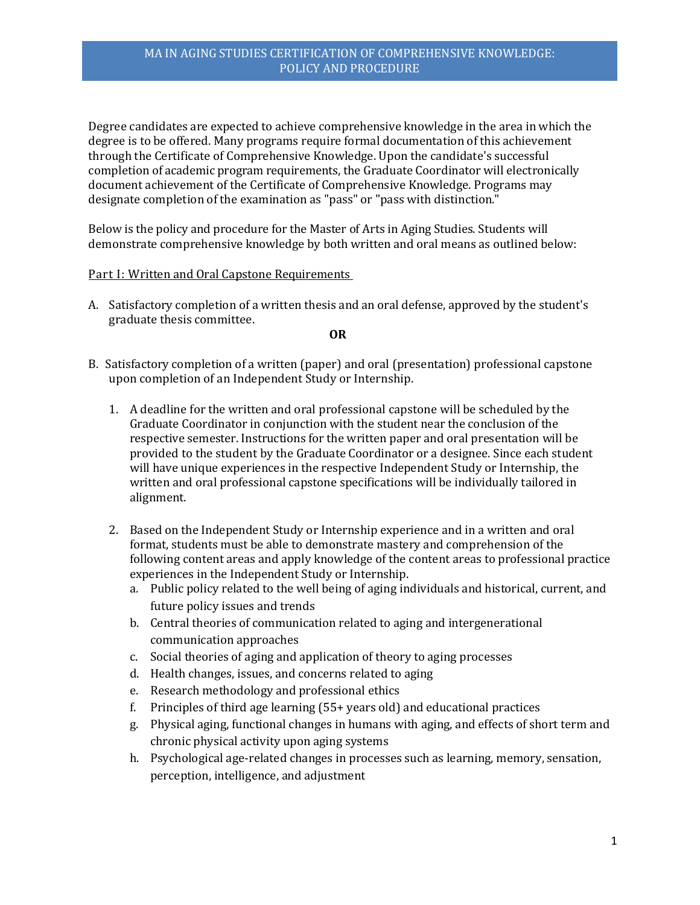# MA IN AGING STUDIES CERTIFICATION OF COMPREHENSIVE KNOWLEDGE: POLICY AND PROCEDURE

Degree candidates are expected to achieve comprehensive knowledge in the area in which the degree is to be offered. Many programs require formal documentation of this achievement through the Certificate of Comprehensive Knowledge. Upon the candidate's successful completion of academic program requirements, the Graduate Coordinator will electronically document achievement of the Certificate of Comprehensive Knowledge. Programs may designate completion of the examination as "pass" or "pass with distinction."

Below is the policy and procedure for the Master of Arts in Aging Studies. Students will demonstrate comprehensive knowledge by both written and oral means as outlined below:

<u>Part I: Written and Oral Capstone Requirements</u>

A. Satisfactory completion of a written thesis and an oral defense, approved by the student's graduate thesis committee.

**OR**

B. Satisfactory completion of a written (paper) and oral (presentation) professional capstone upon completion of an Independent Study or Internship.

   1. A deadline for the written and oral professional capstone will be scheduled by the Graduate Coordinator in conjunction with the student near the conclusion of the respective semester. Instructions for the written paper and oral presentation will be provided to the student by the Graduate Coordinator or a designee. Since each student will have unique experiences in the respective Independent Study or Internship, the written and oral professional capstone specifications will be individually tailored in alignment.

   2. Based on the Independent Study or Internship experience and in a written and oral format, students must be able to demonstrate mastery and comprehension of the following content areas and apply knowledge of the content areas to professional practice experiences in the Independent Study or Internship.
      a. Public policy related to the well being of aging individuals and historical, current, and future policy issues and trends
      b. Central theories of communication related to aging and intergenerational communication approaches
      c. Social theories of aging and application of theory to aging processes
      d. Health changes, issues, and concerns related to aging
      e. Research methodology and professional ethics
      f. Principles of third age learning (55+ years old) and educational practices
      g. Physical aging, functional changes in humans with aging, and effects of short term and chronic physical activity upon aging systems
      h. Psychological age-related changes in processes such as learning, memory, sensation, perception, intelligence, and adjustment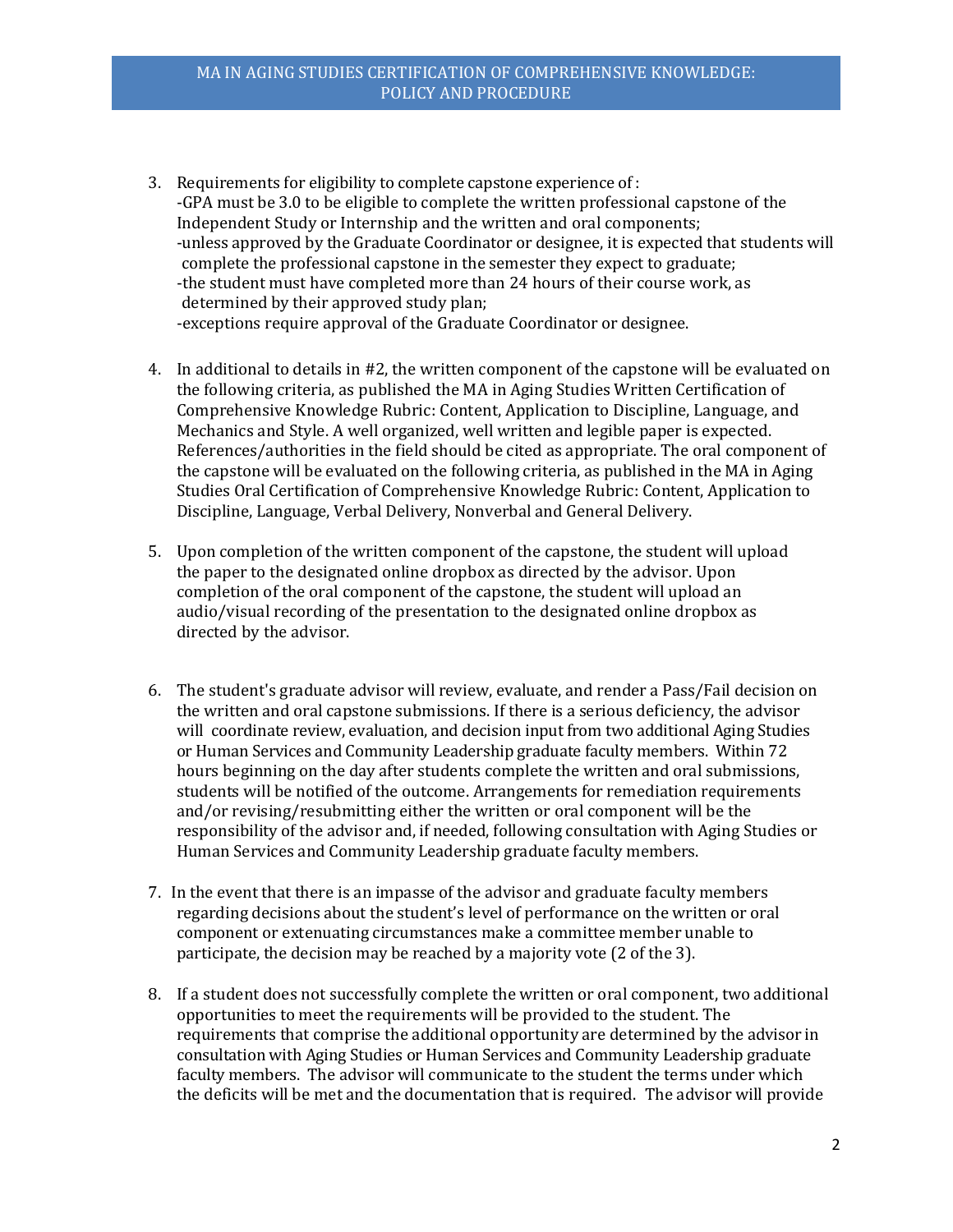3. Requirements for eligibility to complete capstone experience of :
   -GPA must be 3.0 to be eligible to complete the written professional capstone of the Independent Study or Internship and the written and oral components;
   -unless approved by the Graduate Coordinator or designee, it is expected that students will complete the professional capstone in the semester they expect to graduate;
   -the student must have completed more than 24 hours of their course work, as determined by their approved study plan;
   -exceptions require approval of the Graduate Coordinator or designee.

4. In additional to details in #2, the written component of the capstone will be evaluated on the following criteria, as published the MA in Aging Studies Written Certification of Comprehensive Knowledge Rubric: Content, Application to Discipline, Language, and Mechanics and Style. A well organized, well written and legible paper is expected. References/authorities in the field should be cited as appropriate. The oral component of the capstone will be evaluated on the following criteria, as published in the MA in Aging Studies Oral Certification of Comprehensive Knowledge Rubric: Content, Application to Discipline, Language, Verbal Delivery, Nonverbal and General Delivery.

5. Upon completion of the written component of the capstone, the student will upload the paper to the designated online dropbox as directed by the advisor. Upon completion of the oral component of the capstone, the student will upload an audio/visual recording of the presentation to the designated online dropbox as directed by the advisor.

6. The student's graduate advisor will review, evaluate, and render a Pass/Fail decision on the written and oral capstone submissions. If there is a serious deficiency, the advisor will coordinate review, evaluation, and decision input from two additional Aging Studies or Human Services and Community Leadership graduate faculty members. Within 72 hours beginning on the day after students complete the written and oral submissions, students will be notified of the outcome. Arrangements for remediation requirements and/or revising/resubmitting either the written or oral component will be the responsibility of the advisor and, if needed, following consultation with Aging Studies or Human Services and Community Leadership graduate faculty members.

7. In the event that there is an impasse of the advisor and graduate faculty members regarding decisions about the student's level of performance on the written or oral component or extenuating circumstances make a committee member unable to participate, the decision may be reached by a majority vote (2 of the 3).

8. If a student does not successfully complete the written or oral component, two additional opportunities to meet the requirements will be provided to the student. The requirements that comprise the additional opportunity are determined by the advisor in consultation with Aging Studies or Human Services and Community Leadership graduate faculty members. The advisor will communicate to the student the terms under which the deficits will be met and the documentation that is required. The advisor will provide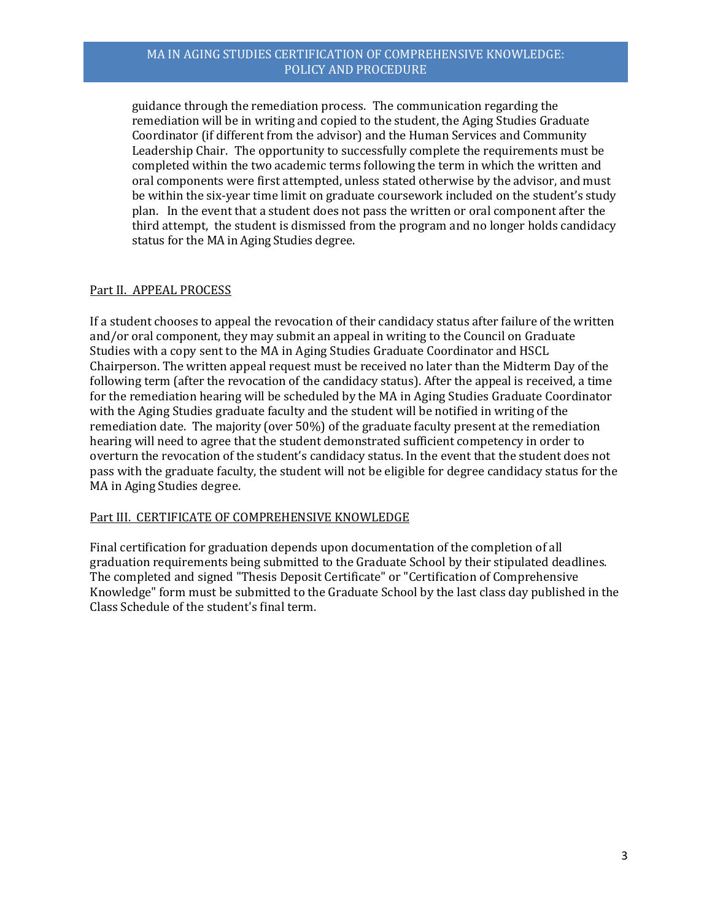guidance through the remediation process. The communication regarding the remediation will be in writing and copied to the student, the Aging Studies Graduate Coordinator (if different from the advisor) and the Human Services and Community Leadership Chair. The opportunity to successfully complete the requirements must be completed within the two academic terms following the term in which the written and oral components were first attempted, unless stated otherwise by the advisor, and must be within the six-year time limit on graduate coursework included on the student's study plan. In the event that a student does not pass the written or oral component after the third attempt, the student is dismissed from the program and no longer holds candidacy status for the MA in Aging Studies degree.

## Part II. APPEAL PROCESS

If a student chooses to appeal the revocation of their candidacy status after failure of the written and/or oral component, they may submit an appeal in writing to the Council on Graduate Studies with a copy sent to the MA in Aging Studies Graduate Coordinator and HSCL Chairperson. The written appeal request must be received no later than the Midterm Day of the following term (after the revocation of the candidacy status). After the appeal is received, a time for the remediation hearing will be scheduled by the MA in Aging Studies Graduate Coordinator with the Aging Studies graduate faculty and the student will be notified in writing of the remediation date. The majority (over 50%) of the graduate faculty present at the remediation hearing will need to agree that the student demonstrated sufficient competency in order to overturn the revocation of the student's candidacy status. In the event that the student does not pass with the graduate faculty, the student will not be eligible for degree candidacy status for the MA in Aging Studies degree.

## Part III. CERTIFICATE OF COMPREHENSIVE KNOWLEDGE

Final certification for graduation depends upon documentation of the completion of all graduation requirements being submitted to the Graduate School by their stipulated deadlines. The completed and signed "Thesis Deposit Certificate" or "Certification of Comprehensive Knowledge" form must be submitted to the Graduate School by the last class day published in the Class Schedule of the student's final term.